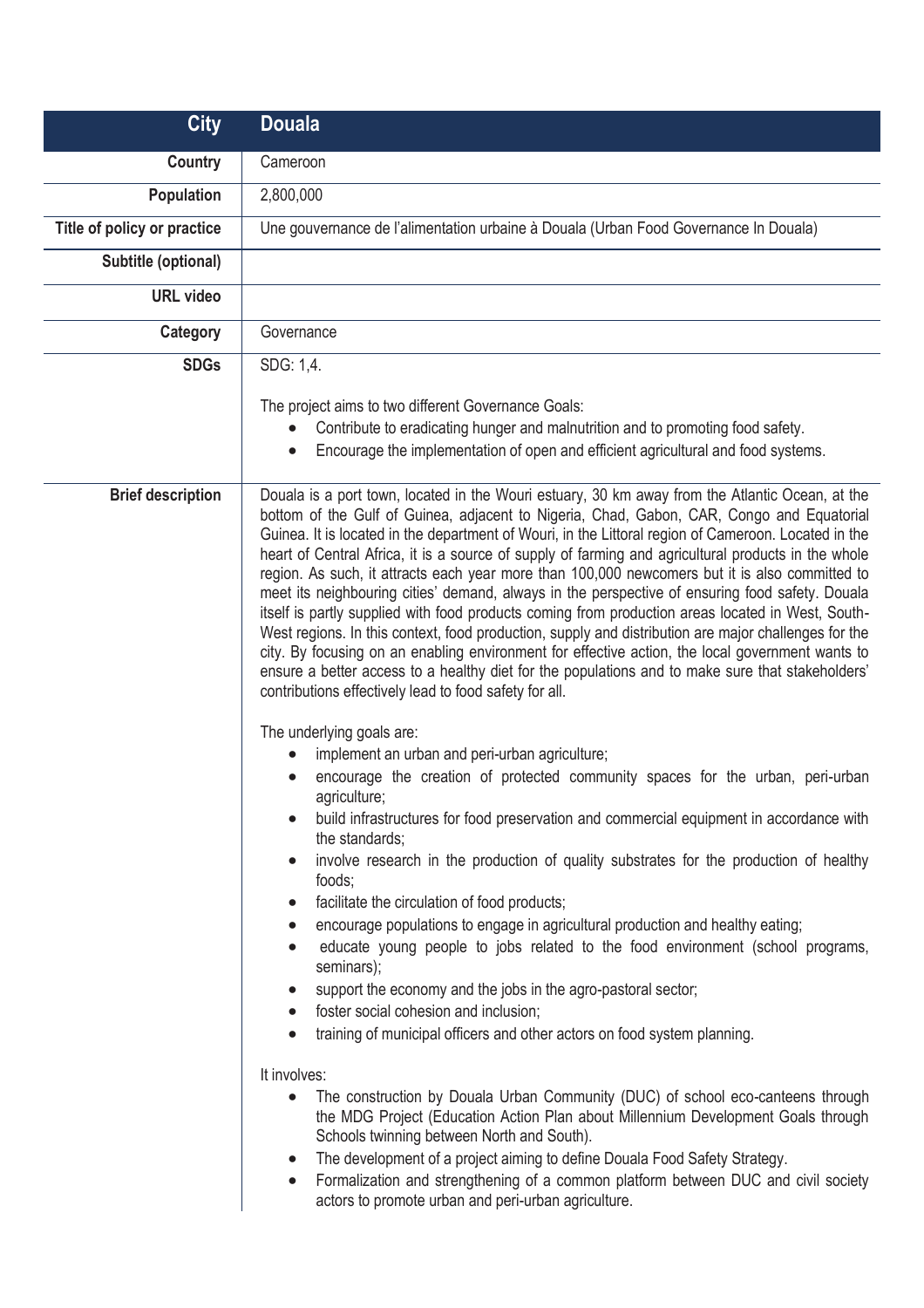| City | Douala |
|---|---|
| **Country** | Cameroon |
| **Population** | 2,800,000 |
| **Title of policy or practice** | Une gouvernance de l'alimentation urbaine à Douala (Urban Food Governance In Douala) |
| **Subtitle (optional)** | |
| **URL video** | |
| **Category** | Governance |
| **SDGs** | SDG: 1,4.<br><br>The project aims to two different Governance Goals:<br>• Contribute to eradicating hunger and malnutrition and to promoting food safety.<br>• Encourage the implementation of open and efficient agricultural and food systems. |
| **Brief description** | Douala is a port town, located in the Wouri estuary, 30 km away from the Atlantic Ocean, at the bottom of the Gulf of Guinea, adjacent to Nigeria, Chad, Gabon, CAR, Congo and Equatorial Guinea. It is located in the department of Wouri, in the Littoral region of Cameroon. Located in the heart of Central Africa, it is a source of supply of farming and agricultural products in the whole region. As such, it attracts each year more than 100,000 newcomers but it is also committed to meet its neighbouring cities' demand, always in the perspective of ensuring food safety. Douala itself is partly supplied with food products coming from production areas located in West, South-West regions. In this context, food production, supply and distribution are major challenges for the city. By focusing on an enabling environment for effective action, the local government wants to ensure a better access to a healthy diet for the populations and to make sure that stakeholders' contributions effectively lead to food safety for all.<br><br>The underlying goals are:<br>• implement an urban and peri-urban agriculture;<br>• encourage the creation of protected community spaces for the urban, peri-urban agriculture;<br>• build infrastructures for food preservation and commercial equipment in accordance with the standards;<br>• involve research in the production of quality substrates for the production of healthy foods;<br>• facilitate the circulation of food products;<br>• encourage populations to engage in agricultural production and healthy eating;<br>• educate young people to jobs related to the food environment (school programs, seminars);<br>• support the economy and the jobs in the agro-pastoral sector;<br>• foster social cohesion and inclusion;<br>• training of municipal officers and other actors on food system planning.<br><br>It involves:<br>• The construction by Douala Urban Community (DUC) of school eco-canteens through the MDG Project (Education Action Plan about Millennium Development Goals through Schools twinning between North and South).<br>• The development of a project aiming to define Douala Food Safety Strategy.<br>• Formalization and strengthening of a common platform between DUC and civil society actors to promote urban and peri-urban agriculture. |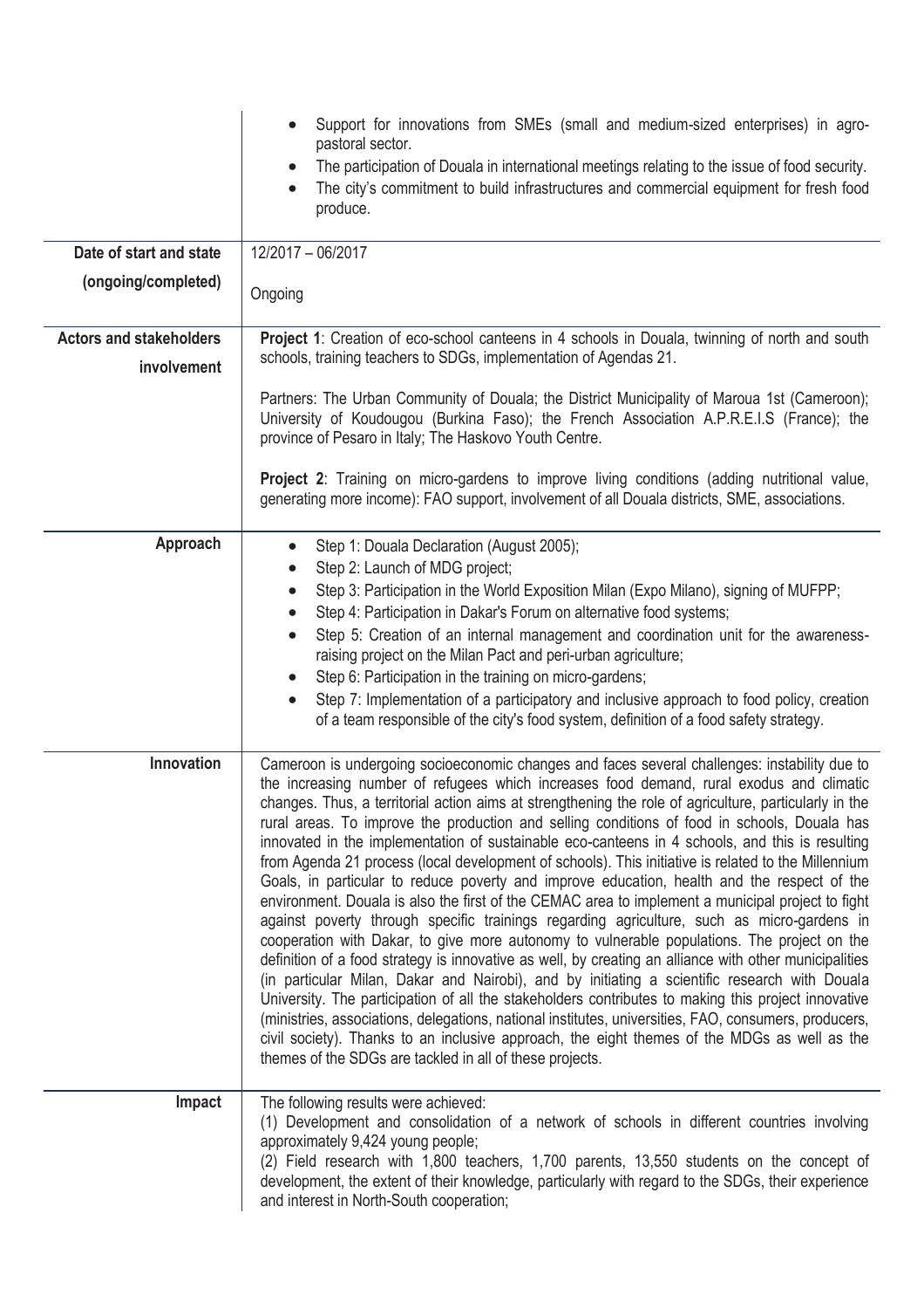| | |
|---|---|
| | • Support for innovations from SMEs (small and medium-sized enterprises) in agro-pastoral sector.<br>• The participation of Douala in international meetings relating to the issue of food security.<br>• The city's commitment to build infrastructures and commercial equipment for fresh food produce. |
| **Date of start and state (ongoing/completed)** | 12/2017 – 06/2017<br><br>Ongoing |
| **Actors and stakeholders involvement** | **Project 1**: Creation of eco-school canteens in 4 schools in Douala, twinning of north and south schools, training teachers to SDGs, implementation of Agendas 21.<br><br>Partners: The Urban Community of Douala; the District Municipality of Maroua 1st (Cameroon); University of Koudougou (Burkina Faso); the French Association A.P.R.E.I.S (France); the province of Pesaro in Italy; The Haskovo Youth Centre.<br><br>**Project 2**: Training on micro-gardens to improve living conditions (adding nutritional value, generating more income): FAO support, involvement of all Douala districts, SME, associations. |
| **Approach** | • Step 1: Douala Declaration (August 2005);<br>• Step 2: Launch of MDG project;<br>• Step 3: Participation in the World Exposition Milan (Expo Milano), signing of MUFPP;<br>• Step 4: Participation in Dakar's Forum on alternative food systems;<br>• Step 5: Creation of an internal management and coordination unit for the awareness-raising project on the Milan Pact and peri-urban agriculture;<br>• Step 6: Participation in the training on micro-gardens;<br>• Step 7: Implementation of a participatory and inclusive approach to food policy, creation of a team responsible of the city's food system, definition of a food safety strategy. |
| **Innovation** | Cameroon is undergoing socioeconomic changes and faces several challenges: instability due to the increasing number of refugees which increases food demand, rural exodus and climatic changes. Thus, a territorial action aims at strengthening the role of agriculture, particularly in the rural areas. To improve the production and selling conditions of food in schools, Douala has innovated in the implementation of sustainable eco-canteens in 4 schools, and this is resulting from Agenda 21 process (local development of schools). This initiative is related to the Millennium Goals, in particular to reduce poverty and improve education, health and the respect of the environment. Douala is also the first of the CEMAC area to implement a municipal project to fight against poverty through specific trainings regarding agriculture, such as micro-gardens in cooperation with Dakar, to give more autonomy to vulnerable populations. The project on the definition of a food strategy is innovative as well, by creating an alliance with other municipalities (in particular Milan, Dakar and Nairobi), and by initiating a scientific research with Douala University. The participation of all the stakeholders contributes to making this project innovative (ministries, associations, delegations, national institutes, universities, FAO, consumers, producers, civil society). Thanks to an inclusive approach, the eight themes of the MDGs as well as the themes of the SDGs are tackled in all of these projects. |
| **Impact** | The following results were achieved:<br>(1) Development and consolidation of a network of schools in different countries involving approximately 9,424 young people;<br>(2) Field research with 1,800 teachers, 1,700 parents, 13,550 students on the concept of development, the extent of their knowledge, particularly with regard to the SDGs, their experience and interest in North-South cooperation; |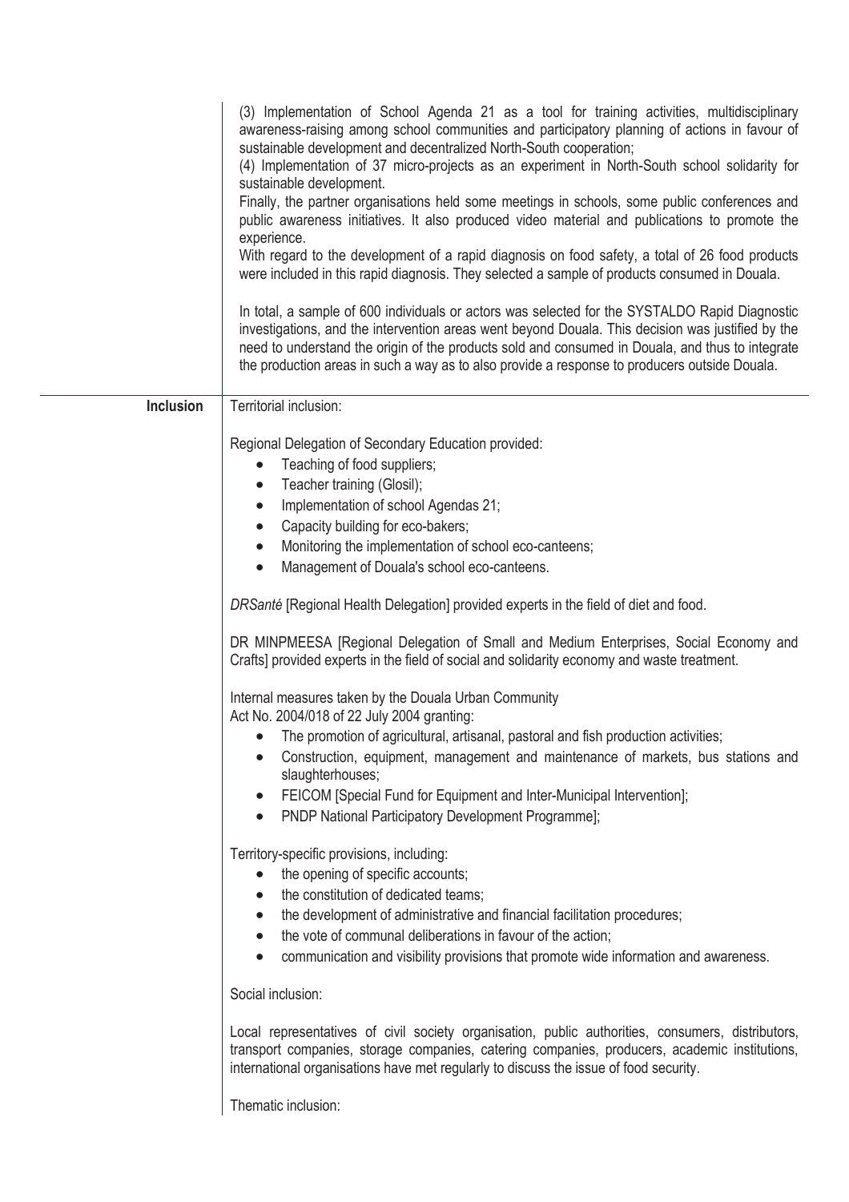| | |
|---|---|
| | (3) Implementation of School Agenda 21 as a tool for training activities, multidisciplinary awareness-raising among school communities and participatory planning of actions in favour of sustainable development and decentralized North-South cooperation;<br>(4) Implementation of 37 micro-projects as an experiment in North-South school solidarity for sustainable development.<br>Finally, the partner organisations held some meetings in schools, some public conferences and public awareness initiatives. It also produced video material and publications to promote the experience.<br>With regard to the development of a rapid diagnosis on food safety, a total of 26 food products were included in this rapid diagnosis. They selected a sample of products consumed in Douala.<br><br>In total, a sample of 600 individuals or actors was selected for the SYSTALDO Rapid Diagnostic investigations, and the intervention areas went beyond Douala. This decision was justified by the need to understand the origin of the products sold and consumed in Douala, and thus to integrate the production areas in such a way as to also provide a response to producers outside Douala. |
| **Inclusion** | Territorial inclusion:<br><br>Regional Delegation of Secondary Education provided:<br>• Teaching of food suppliers;<br>• Teacher training (Glosil);<br>• Implementation of school Agendas 21;<br>• Capacity building for eco-bakers;<br>• Monitoring the implementation of school eco-canteens;<br>• Management of Douala's school eco-canteens.<br><br>*DRSanté* [Regional Health Delegation] provided experts in the field of diet and food.<br><br>DR MINPMEESA [Regional Delegation of Small and Medium Enterprises, Social Economy and Crafts] provided experts in the field of social and solidarity economy and waste treatment.<br><br>Internal measures taken by the Douala Urban Community<br>Act No. 2004/018 of 22 July 2004 granting:<br>• The promotion of agricultural, artisanal, pastoral and fish production activities;<br>• Construction, equipment, management and maintenance of markets, bus stations and slaughterhouses;<br>• FEICOM [Special Fund for Equipment and Inter-Municipal Intervention];<br>• PNDP National Participatory Development Programme];<br><br>Territory-specific provisions, including:<br>• the opening of specific accounts;<br>• the constitution of dedicated teams;<br>• the development of administrative and financial facilitation procedures;<br>• the vote of communal deliberations in favour of the action;<br>• communication and visibility provisions that promote wide information and awareness.<br><br>Social inclusion:<br><br>Local representatives of civil society organisation, public authorities, consumers, distributors, transport companies, storage companies, catering companies, producers, academic institutions, international organisations have met regularly to discuss the issue of food security.<br><br>Thematic inclusion: |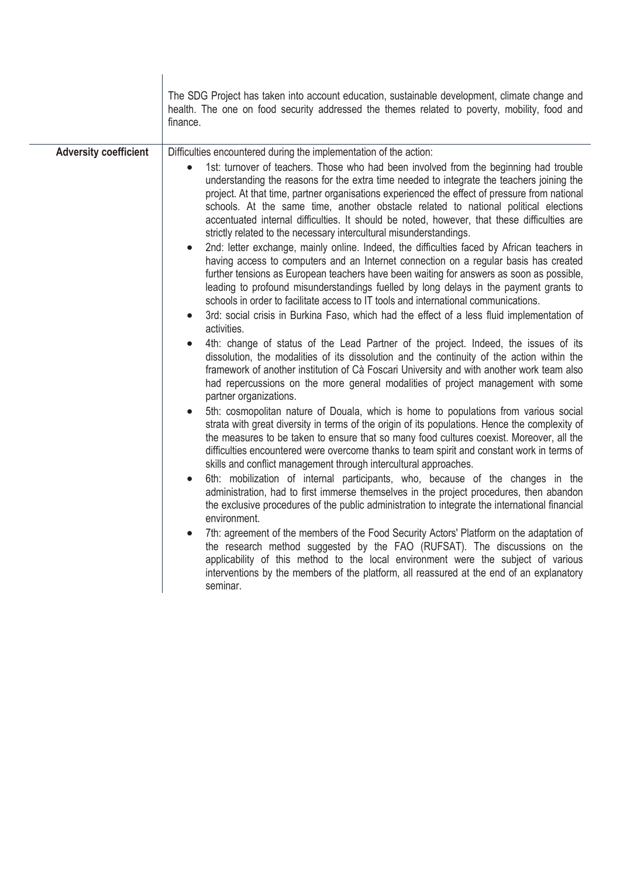| | |
|---|---|
| | The SDG Project has taken into account education, sustainable development, climate change and health. The one on food security addressed the themes related to poverty, mobility, food and finance. |
| **Adversity coefficient** | Difficulties encountered during the implementation of the action:<br>• 1st: turnover of teachers. Those who had been involved from the beginning had trouble understanding the reasons for the extra time needed to integrate the teachers joining the project. At that time, partner organisations experienced the effect of pressure from national schools. At the same time, another obstacle related to national political elections accentuated internal difficulties. It should be noted, however, that these difficulties are strictly related to the necessary intercultural misunderstandings.<br>• 2nd: letter exchange, mainly online. Indeed, the difficulties faced by African teachers in having access to computers and an Internet connection on a regular basis has created further tensions as European teachers have been waiting for answers as soon as possible, leading to profound misunderstandings fuelled by long delays in the payment grants to schools in order to facilitate access to IT tools and international communications.<br>• 3rd: social crisis in Burkina Faso, which had the effect of a less fluid implementation of activities.<br>• 4th: change of status of the Lead Partner of the project. Indeed, the issues of its dissolution, the modalities of its dissolution and the continuity of the action within the framework of another institution of Cà Foscari University and with another work team also had repercussions on the more general modalities of project management with some partner organizations.<br>• 5th: cosmopolitan nature of Douala, which is home to populations from various social strata with great diversity in terms of the origin of its populations. Hence the complexity of the measures to be taken to ensure that so many food cultures coexist. Moreover, all the difficulties encountered were overcome thanks to team spirit and constant work in terms of skills and conflict management through intercultural approaches.<br>• 6th: mobilization of internal participants, who, because of the changes in the administration, had to first immerse themselves in the project procedures, then abandon the exclusive procedures of the public administration to integrate the international financial environment.<br>• 7th: agreement of the members of the Food Security Actors' Platform on the adaptation of the research method suggested by the FAO (RUFSAT). The discussions on the applicability of this method to the local environment were the subject of various interventions by the members of the platform, all reassured at the end of an explanatory seminar. |